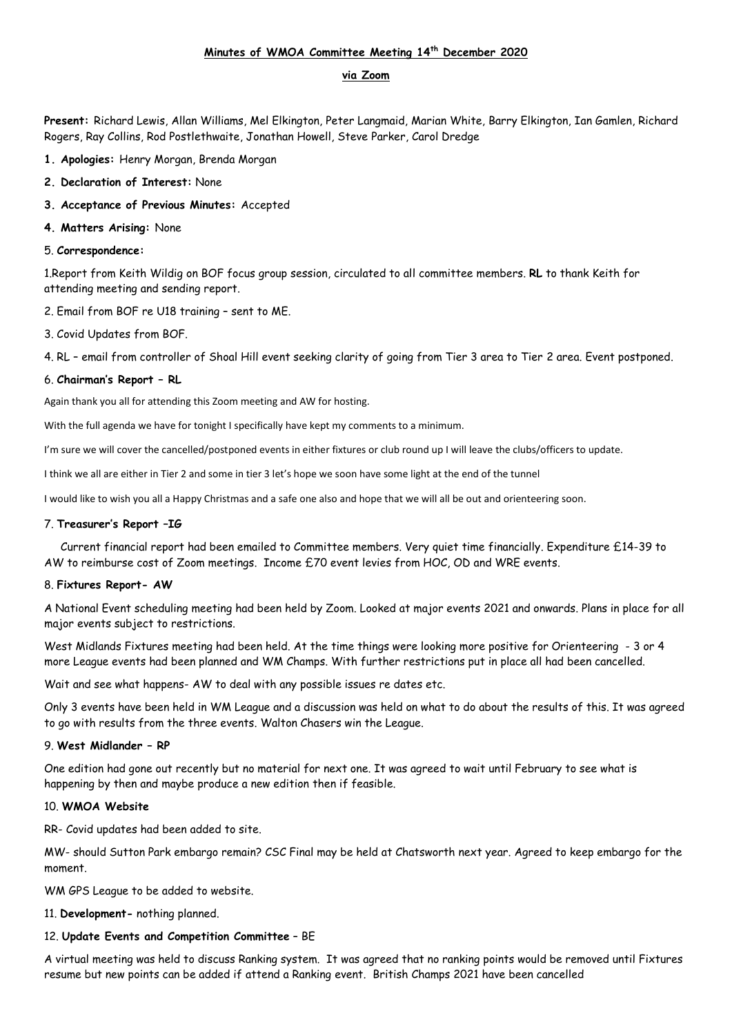**Minutes of WMOA Committee Meeting 14th December 2020**

**via Zoom**

**Present:** Richard Lewis, Allan Williams, Mel Elkington, Peter Langmaid, Marian White, Barry Elkington, Ian Gamlen, Richard Rogers, Ray Collins, Rod Postlethwaite, Jonathan Howell, Steve Parker, Carol Dredge

1. **Apologies:** Henry Morgan, Brenda Morgan
2. **Declaration of Interest:** None
3. **Acceptance of Previous Minutes:** Accepted
4. **Matters Arising:** None

5. **Correspondence:**

1.Report from Keith Wildig on BOF focus group session, circulated to all committee members. **RL** to thank Keith for attending meeting and sending report.

2. Email from BOF re U18 training – sent to ME.

3. Covid Updates from BOF.

4. RL – email from controller of Shoal Hill event seeking clarity of going from Tier 3 area to Tier 2 area. Event postponed.

6. **Chairman's Report – RL**

Again thank you all for attending this Zoom meeting and AW for hosting.

With the full agenda we have for tonight I specifically have kept my comments to a minimum.

I'm sure we will cover the cancelled/postponed events in either fixtures or club round up I will leave the clubs/officers to update.

I think we all are either in Tier 2 and some in tier 3 let's hope we soon have some light at the end of the tunnel

I would like to wish you all a Happy Christmas and a safe one also and hope that we will all be out and orienteering soon.

7. **Treasurer's Report –IG**

Current financial report had been emailed to Committee members. Very quiet time financially. Expenditure £14-39 to AW to reimburse cost of Zoom meetings. Income £70 event levies from HOC, OD and WRE events.

8. **Fixtures Report- AW**

A National Event scheduling meeting had been held by Zoom. Looked at major events 2021 and onwards. Plans in place for all major events subject to restrictions.

West Midlands Fixtures meeting had been held. At the time things were looking more positive for Orienteering - 3 or 4 more League events had been planned and WM Champs. With further restrictions put in place all had been cancelled.

Wait and see what happens- AW to deal with any possible issues re dates etc.

Only 3 events have been held in WM League and a discussion was held on what to do about the results of this. It was agreed to go with results from the three events. Walton Chasers win the League.

9. **West Midlander – RP**

One edition had gone out recently but no material for next one. It was agreed to wait until February to see what is happening by then and maybe produce a new edition then if feasible.

10. **WMOA Website**

RR- Covid updates had been added to site.

MW- should Sutton Park embargo remain? CSC Final may be held at Chatsworth next year. Agreed to keep embargo for the moment.

WM GPS League to be added to website.

11. **Development-** nothing planned.

12. **Update Events and Competition Committee** – BE

A virtual meeting was held to discuss Ranking system. It was agreed that no ranking points would be removed until Fixtures resume but new points can be added if attend a Ranking event. British Champs 2021 have been cancelled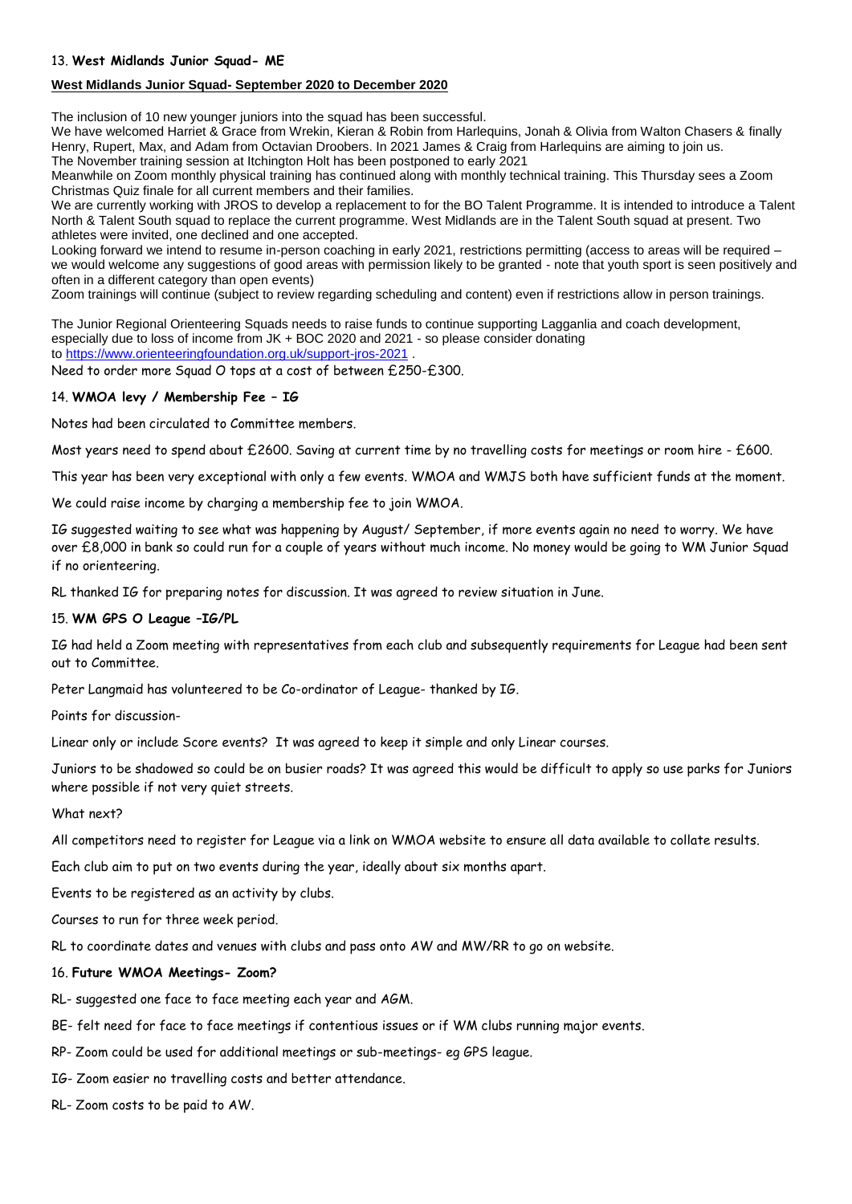13. **West Midlands Junior Squad- ME**

**West Midlands Junior Squad- September 2020 to December 2020**

The inclusion of 10 new younger juniors into the squad has been successful.
We have welcomed Harriet & Grace from Wrekin, Kieran & Robin from Harlequins, Jonah & Olivia from Walton Chasers & finally Henry, Rupert, Max, and Adam from Octavian Droobers. In 2021 James & Craig from Harlequins are aiming to join us.
The November training session at Itchington Holt has been postponed to early 2021
Meanwhile on Zoom monthly physical training has continued along with monthly technical training. This Thursday sees a Zoom Christmas Quiz finale for all current members and their families.
We are currently working with JROS to develop a replacement to for the BO Talent Programme. It is intended to introduce a Talent North & Talent South squad to replace the current programme. West Midlands are in the Talent South squad at present. Two athletes were invited, one declined and one accepted.
Looking forward we intend to resume in-person coaching in early 2021, restrictions permitting (access to areas will be required – we would welcome any suggestions of good areas with permission likely to be granted - note that youth sport is seen positively and often in a different category than open events)
Zoom trainings will continue (subject to review regarding scheduling and content) even if restrictions allow in person trainings.

The Junior Regional Orienteering Squads needs to raise funds to continue supporting Lagganlia and coach development, especially due to loss of income from JK + BOC 2020 and 2021 - so please consider donating to https://www.orienteeringfoundation.org.uk/support-jros-2021 .
Need to order more Squad O tops at a cost of between £250-£300.

14. **WMOA levy / Membership Fee – IG**

Notes had been circulated to Committee members.

Most years need to spend about £2600. Saving at current time by no travelling costs for meetings or room hire - £600.

This year has been very exceptional with only a few events. WMOA and WMJS both have sufficient funds at the moment.

We could raise income by charging a membership fee to join WMOA.

IG suggested waiting to see what was happening by August/ September, if more events again no need to worry. We have over £8,000 in bank so could run for a couple of years without much income. No money would be going to WM Junior Squad if no orienteering.

RL thanked IG for preparing notes for discussion. It was agreed to review situation in June.

15. **WM GPS O League –IG/PL**

IG had held a Zoom meeting with representatives from each club and subsequently requirements for League had been sent out to Committee.

Peter Langmaid has volunteered to be Co-ordinator of League- thanked by IG.

Points for discussion-

Linear only or include Score events? It was agreed to keep it simple and only Linear courses.

Juniors to be shadowed so could be on busier roads? It was agreed this would be difficult to apply so use parks for Juniors where possible if not very quiet streets.

What next?

All competitors need to register for League via a link on WMOA website to ensure all data available to collate results.

Each club aim to put on two events during the year, ideally about six months apart.

Events to be registered as an activity by clubs.

Courses to run for three week period.

RL to coordinate dates and venues with clubs and pass onto AW and MW/RR to go on website.

16. **Future WMOA Meetings- Zoom?**

RL- suggested one face to face meeting each year and AGM.

BE- felt need for face to face meetings if contentious issues or if WM clubs running major events.

RP- Zoom could be used for additional meetings or sub-meetings- eg GPS league.

IG- Zoom easier no travelling costs and better attendance.

RL- Zoom costs to be paid to AW.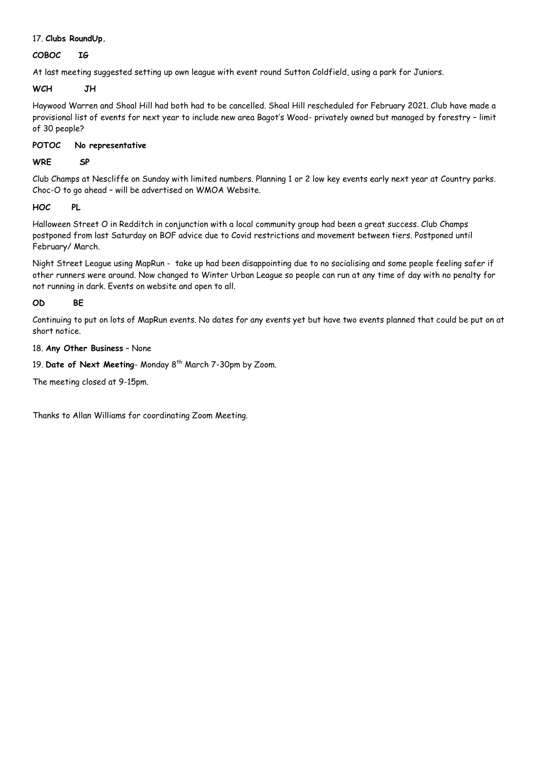17. **Clubs RoundUp.**

**COBOC IG**

At last meeting suggested setting up own league with event round Sutton Coldfield, using a park for Juniors.

**WCH JH**

Haywood Warren and Shoal Hill had both had to be cancelled. Shoal Hill rescheduled for February 2021. Club have made a provisional list of events for next year to include new area Bagot's Wood- privately owned but managed by forestry – limit of 30 people?

**POTOC No representative**

**WRE SP**

Club Champs at Nescliffe on Sunday with limited numbers. Planning 1 or 2 low key events early next year at Country parks. Choc-O to go ahead – will be advertised on WMOA Website.

**HOC PL**

Halloween Street O in Redditch in conjunction with a local community group had been a great success. Club Champs postponed from last Saturday on BOF advice due to Covid restrictions and movement between tiers. Postponed until February/ March.

Night Street League using MapRun - take up had been disappointing due to no socialising and some people feeling safer if other runners were around. Now changed to Winter Urban League so people can run at any time of day with no penalty for not running in dark. Events on website and open to all.

**OD BE**

Continuing to put on lots of MapRun events. No dates for any events yet but have two events planned that could be put on at short notice.

18. **Any Other Business** – None

19. **Date of Next Meeting**- Monday 8th March 7-30pm by Zoom.

The meeting closed at 9-15pm.

Thanks to Allan Williams for coordinating Zoom Meeting.